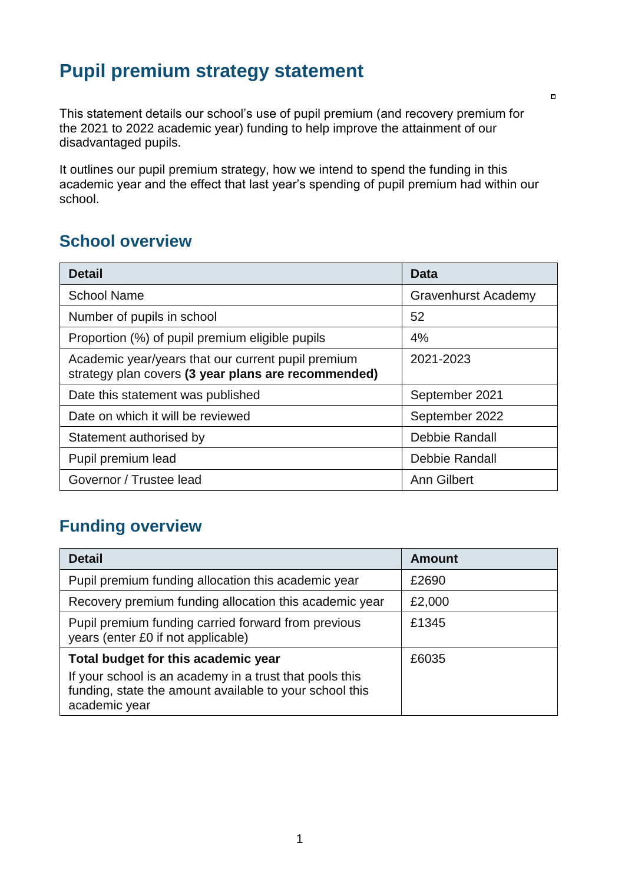# Pupil premium strategy statement

This statement details our school's use of pupil premium (and recovery premium for the 2021 to 2022 academic year) funding to help improve the attainment of our disadvantaged pupils.

It outlines our pupil premium strategy, how we intend to spend the funding in this academic year and the effect that last year's spending of pupil premium had within our school.

## School overview

| Detail | Data |
|---|---|
| School Name | Gravenhurst Academy |
| Number of pupils in school | 52 |
| Proportion (%) of pupil premium eligible pupils | 4% |
| Academic year/years that our current pupil premium strategy plan covers **(3 year plans are recommended)** | 2021-2023 |
| Date this statement was published | September 2021 |
| Date on which it will be reviewed | September 2022 |
| Statement authorised by | Debbie Randall |
| Pupil premium lead | Debbie Randall |
| Governor / Trustee lead | Ann Gilbert |

## Funding overview

| Detail | Amount |
|---|---|
| Pupil premium funding allocation this academic year | £2690 |
| Recovery premium funding allocation this academic year | £2,000 |
| Pupil premium funding carried forward from previous years (enter £0 if not applicable) | £1345 |
| **Total budget for this academic year** If your school is an academy in a trust that pools this funding, state the amount available to your school this academic year | £6035 |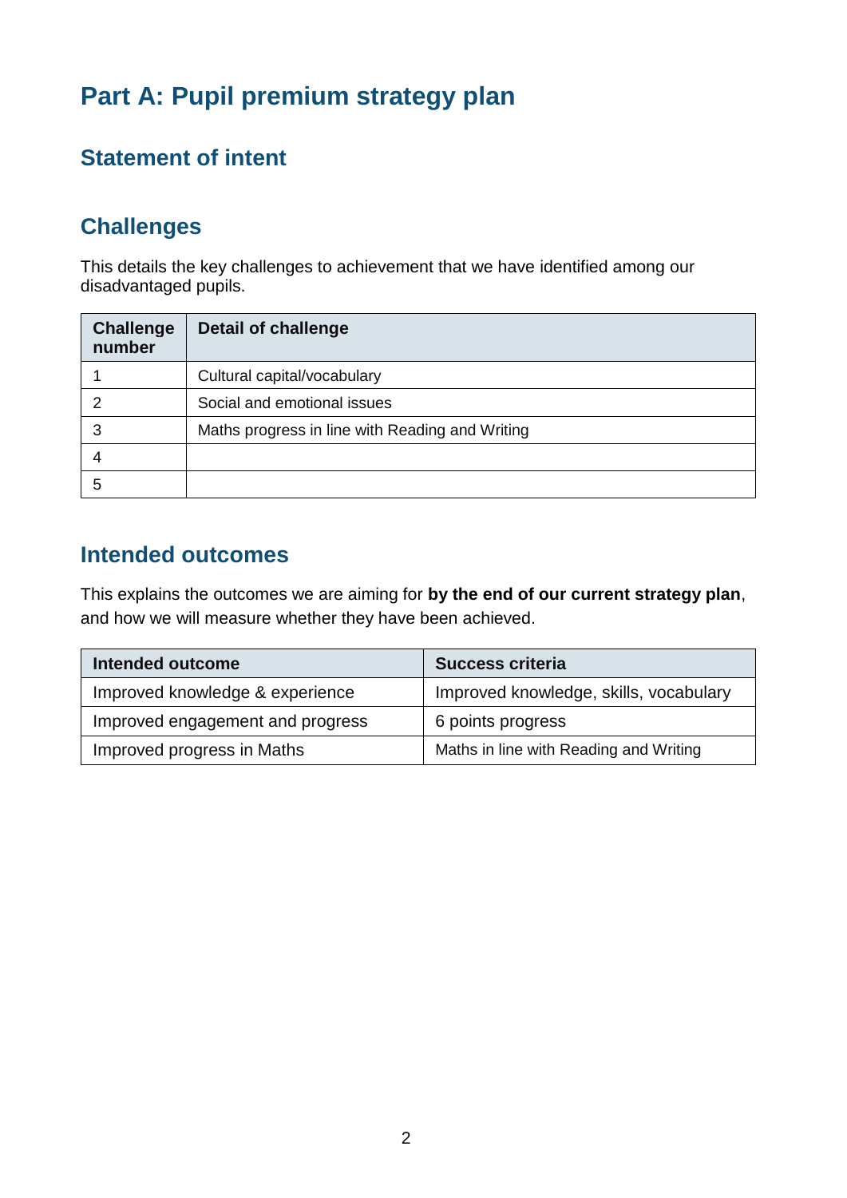# Part A: Pupil premium strategy plan

## Statement of intent

## Challenges

This details the key challenges to achievement that we have identified among our disadvantaged pupils.

| Challenge number | Detail of challenge |
|---|---|
| 1 | Cultural capital/vocabulary |
| 2 | Social and emotional issues |
| 3 | Maths progress in line with Reading and Writing |
| 4 | |
| 5 | |

## Intended outcomes

This explains the outcomes we are aiming for **by the end of our current strategy plan**, and how we will measure whether they have been achieved.

| Intended outcome | Success criteria |
|---|---|
| Improved knowledge & experience | Improved knowledge, skills, vocabulary |
| Improved engagement and progress | 6 points progress |
| Improved progress in Maths | Maths in line with Reading and Writing |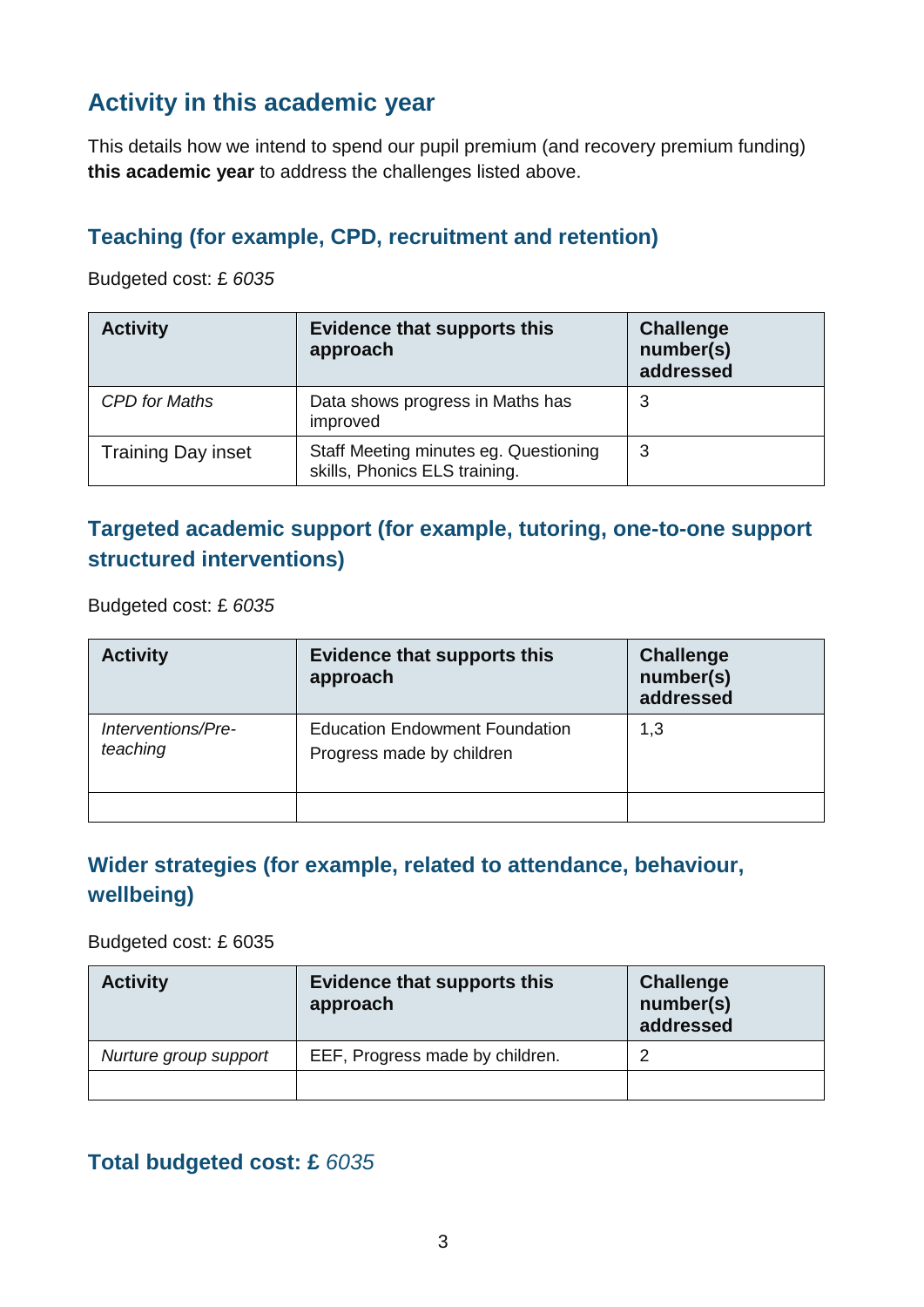## Activity in this academic year

This details how we intend to spend our pupil premium (and recovery premium funding) **this academic year** to address the challenges listed above.

### Teaching (for example, CPD, recruitment and retention)

Budgeted cost: £ *6035*

| Activity | Evidence that supports this approach | Challenge number(s) addressed |
|---|---|---|
| *CPD for Maths* | Data shows progress in Maths has improved | 3 |
| Training Day inset | Staff Meeting minutes eg. Questioning skills, Phonics ELS training. | 3 |

### Targeted academic support (for example, tutoring, one-to-one support structured interventions)

Budgeted cost: £ *6035*

| Activity | Evidence that supports this approach | Challenge number(s) addressed |
|---|---|---|
| *Interventions/Pre-teaching* | Education Endowment Foundation<br>Progress made by children | 1,3 |
| | | |

### Wider strategies (for example, related to attendance, behaviour, wellbeing)

Budgeted cost: £ 6035

| Activity | Evidence that supports this approach | Challenge number(s) addressed |
|---|---|---|
| *Nurture group support* | EEF, Progress made by children. | 2 |
| | | |

## Total budgeted cost: £ *6035*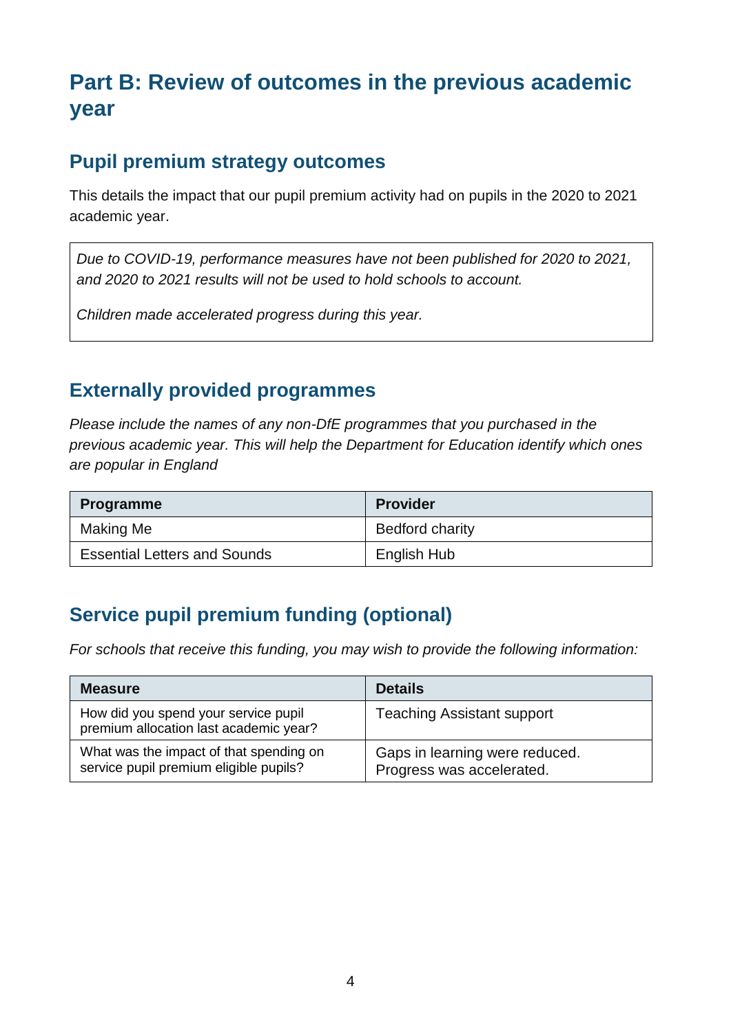# Part B: Review of outcomes in the previous academic year

## Pupil premium strategy outcomes

This details the impact that our pupil premium activity had on pupils in the 2020 to 2021 academic year.

*Due to COVID-19, performance measures have not been published for 2020 to 2021, and 2020 to 2021 results will not be used to hold schools to account.*

*Children made accelerated progress during this year.*

## Externally provided programmes

*Please include the names of any non-DfE programmes that you purchased in the previous academic year. This will help the Department for Education identify which ones are popular in England*

| Programme | Provider |
| --- | --- |
| Making Me | Bedford charity |
| Essential Letters and Sounds | English Hub |

## Service pupil premium funding (optional)

*For schools that receive this funding, you may wish to provide the following information:*

| Measure | Details |
| --- | --- |
| How did you spend your service pupil premium allocation last academic year? | Teaching Assistant support |
| What was the impact of that spending on service pupil premium eligible pupils? | Gaps in learning were reduced. Progress was accelerated. |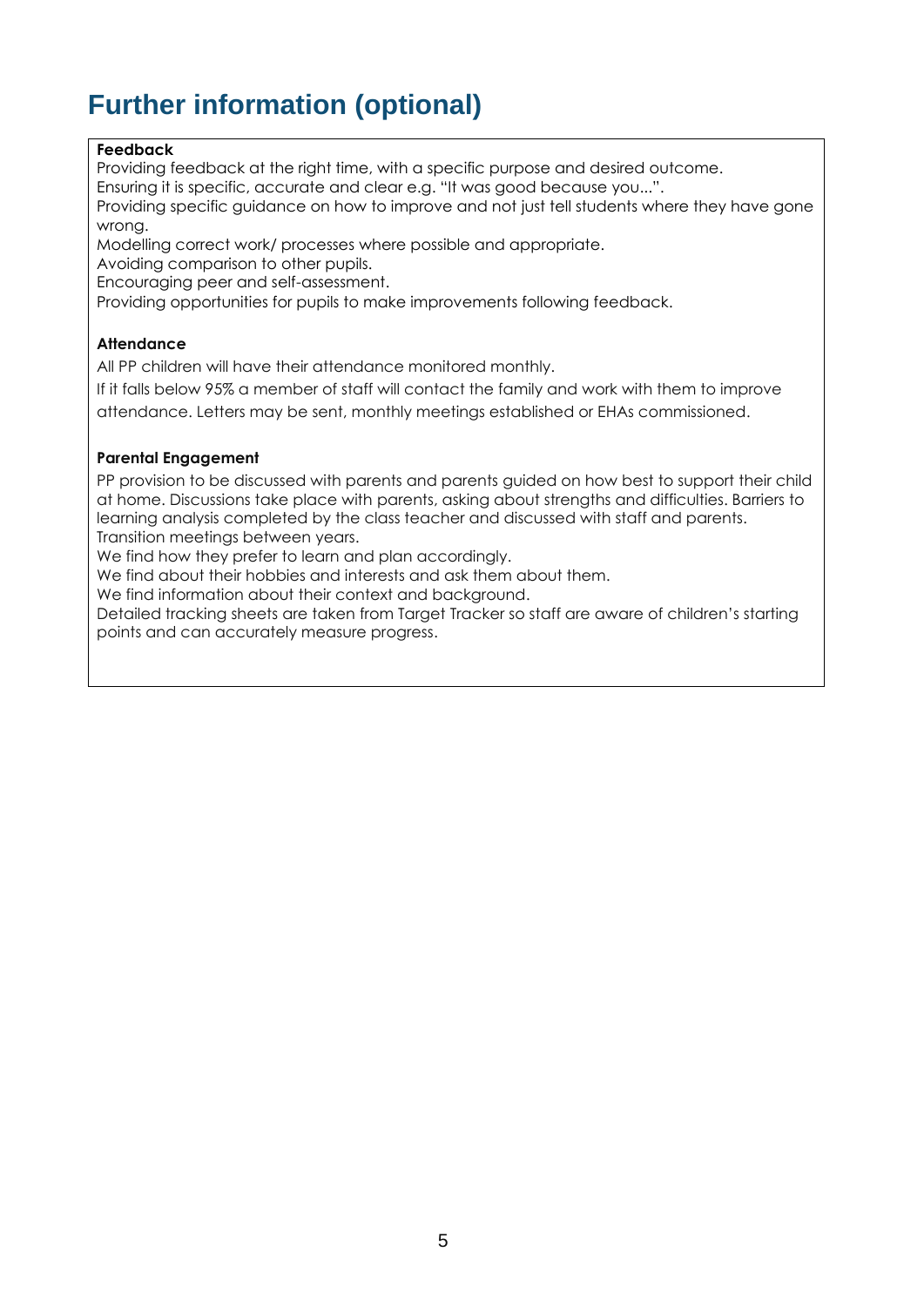# Further information (optional)

**Feedback**

Providing feedback at the right time, with a specific purpose and desired outcome.
Ensuring it is specific, accurate and clear e.g. "It was good because you...".
Providing specific guidance on how to improve and not just tell students where they have gone wrong.
Modelling correct work/ processes where possible and appropriate.
Avoiding comparison to other pupils.
Encouraging peer and self-assessment.
Providing opportunities for pupils to make improvements following feedback.

**Attendance**

All PP children will have their attendance monitored monthly.
If it falls below 95% a member of staff will contact the family and work with them to improve attendance. Letters may be sent, monthly meetings established or EHAs commissioned.

**Parental Engagement**

PP provision to be discussed with parents and parents guided on how best to support their child at home. Discussions take place with parents, asking about strengths and difficulties. Barriers to learning analysis completed by the class teacher and discussed with staff and parents.
Transition meetings between years.
We find how they prefer to learn and plan accordingly.
We find about their hobbies and interests and ask them about them.
We find information about their context and background.
Detailed tracking sheets are taken from Target Tracker so staff are aware of children's starting points and can accurately measure progress.